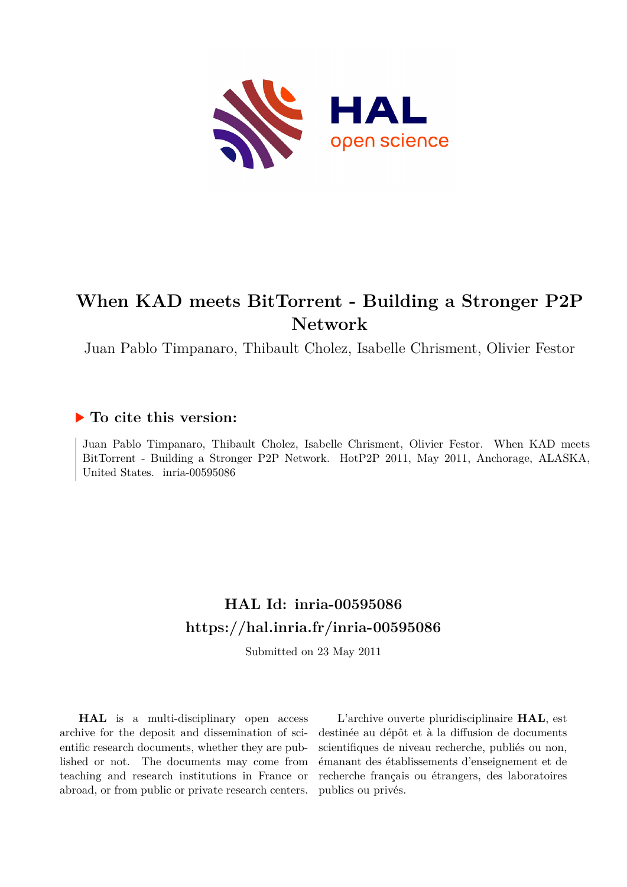# When KAD meets BitTorrent - Building a Stronger P2P Network

Juan Pablo Timpanaro, Thibault Cholez, Isabelle Chrisment, Olivier Festor

## To cite this version:

Juan Pablo Timpanaro, Thibault Cholez, Isabelle Chrisment, Olivier Festor. When KAD meets BitTorrent - Building a Stronger P2P Network. HotP2P 2011, May 2011, Anchorage, ALASKA, United States. inria-00595086

## HAL Id: inria-00595086
## https://hal.inria.fr/inria-00595086

Submitted on 23 May 2011

**HAL** is a multi-disciplinary open access archive for the deposit and dissemination of scientific research documents, whether they are published or not. The documents may come from teaching and research institutions in France or abroad, or from public or private research centers.

L'archive ouverte pluridisciplinaire **HAL**, est destinée au dépôt et à la diffusion de documents scientifiques de niveau recherche, publiés ou non, émanant des établissements d'enseignement et de recherche français ou étrangers, des laboratoires publics ou privés.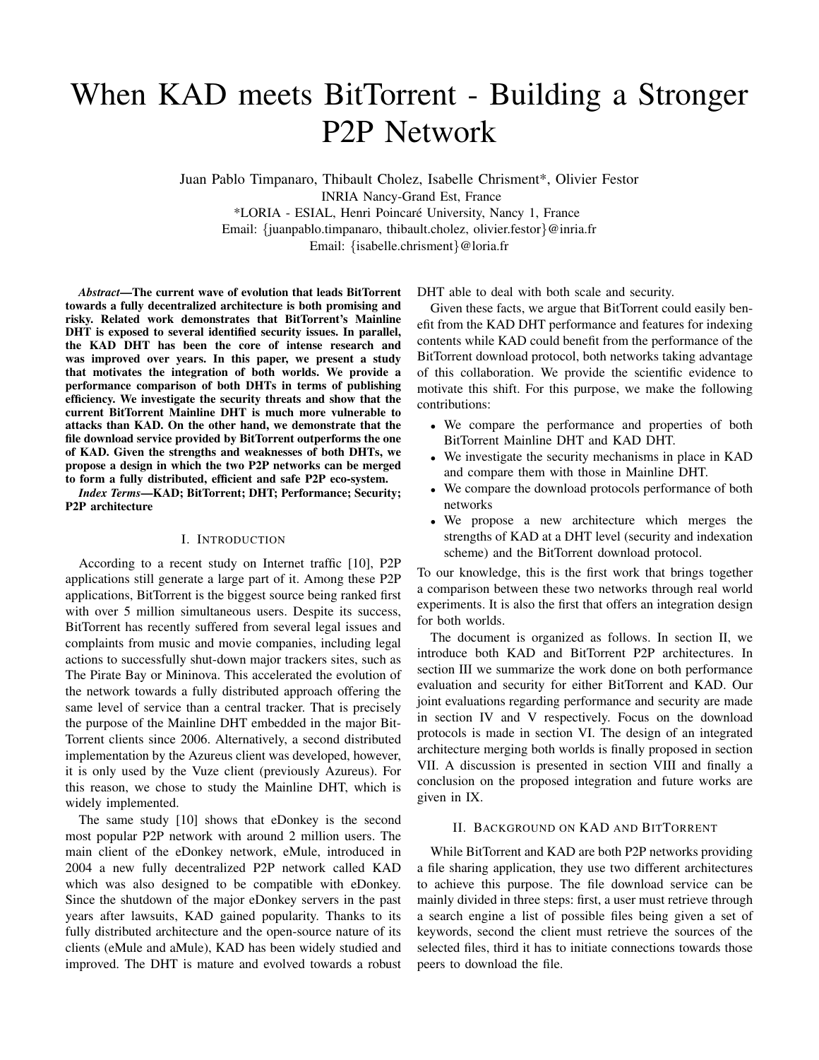# When KAD meets BitTorrent - Building a Stronger P2P Network

Juan Pablo Timpanaro, Thibault Cholez, Isabelle Chrisment*, Olivier Festor
INRIA Nancy-Grand Est, France
*LORIA - ESIAL, Henri Poincaré University, Nancy 1, France
Email: {juanpablo.timpanaro, thibault.cholez, olivier.festor}@inria.fr
Email: {isabelle.chrisment}@loria.fr

***Abstract*—The current wave of evolution that leads BitTorrent towards a fully decentralized architecture is both promising and risky. Related work demonstrates that BitTorrent's Mainline DHT is exposed to several identified security issues. In parallel, the KAD DHT has been the core of intense research and was improved over years. In this paper, we present a study that motivates the integration of both worlds. We provide a performance comparison of both DHTs in terms of publishing efficiency. We investigate the security threats and show that the current BitTorrent Mainline DHT is much more vulnerable to attacks than KAD. On the other hand, we demonstrate that the file download service provided by BitTorrent outperforms the one of KAD. Given the strengths and weaknesses of both DHTs, we propose a design in which the two P2P networks can be merged to form a fully distributed, efficient and safe P2P eco-system.**

***Index Terms*—KAD; BitTorrent; DHT; Performance; Security; P2P architecture**

## I. Introduction

According to a recent study on Internet traffic [10], P2P applications still generate a large part of it. Among these P2P applications, BitTorrent is the biggest source being ranked first with over 5 million simultaneous users. Despite its success, BitTorrent has recently suffered from several legal issues and complaints from music and movie companies, including legal actions to successfully shut-down major trackers sites, such as The Pirate Bay or Mininova. This accelerated the evolution of the network towards a fully distributed approach offering the same level of service than a central tracker. That is precisely the purpose of the Mainline DHT embedded in the major BitTorrent clients since 2006. Alternatively, a second distributed implementation by the Azureus client was developed, however, it is only used by the Vuze client (previously Azureus). For this reason, we chose to study the Mainline DHT, which is widely implemented.

The same study [10] shows that eDonkey is the second most popular P2P network with around 2 million users. The main client of the eDonkey network, eMule, introduced in 2004 a new fully decentralized P2P network called KAD which was also designed to be compatible with eDonkey. Since the shutdown of the major eDonkey servers in the past years after lawsuits, KAD gained popularity. Thanks to its fully distributed architecture and the open-source nature of its clients (eMule and aMule), KAD has been widely studied and improved. The DHT is mature and evolved towards a robust DHT able to deal with both scale and security.

Given these facts, we argue that BitTorrent could easily benefit from the KAD DHT performance and features for indexing contents while KAD could benefit from the performance of the BitTorrent download protocol, both networks taking advantage of this collaboration. We provide the scientific evidence to motivate this shift. For this purpose, we make the following contributions:

- We compare the performance and properties of both BitTorrent Mainline DHT and KAD DHT.
- We investigate the security mechanisms in place in KAD and compare them with those in Mainline DHT.
- We compare the download protocols performance of both networks
- We propose a new architecture which merges the strengths of KAD at a DHT level (security and indexation scheme) and the BitTorrent download protocol.

To our knowledge, this is the first work that brings together a comparison between these two networks through real world experiments. It is also the first that offers an integration design for both worlds.

The document is organized as follows. In section II, we introduce both KAD and BitTorrent P2P architectures. In section III we summarize the work done on both performance evaluation and security for either BitTorrent and KAD. Our joint evaluations regarding performance and security are made in section IV and V respectively. Focus on the download protocols is made in section VI. The design of an integrated architecture merging both worlds is finally proposed in section VII. A discussion is presented in section VIII and finally a conclusion on the proposed integration and future works are given in IX.

## II. Background on KAD and BitTorrent

While BitTorrent and KAD are both P2P networks providing a file sharing application, they use two different architectures to achieve this purpose. The file download service can be mainly divided in three steps: first, a user must retrieve through a search engine a list of possible files being given a set of keywords, second the client must retrieve the sources of the selected files, third it has to initiate connections towards those peers to download the file.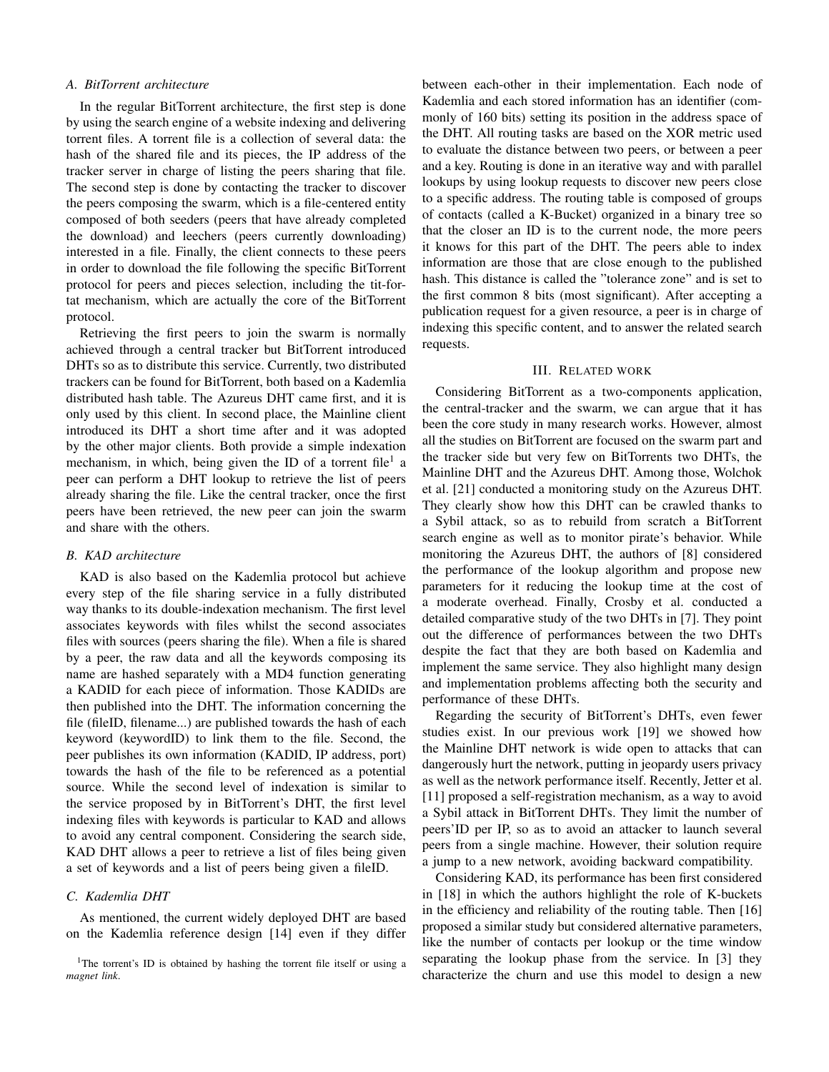### A. BitTorrent architecture

In the regular BitTorrent architecture, the first step is done by using the search engine of a website indexing and delivering torrent files. A torrent file is a collection of several data: the hash of the shared file and its pieces, the IP address of the tracker server in charge of listing the peers sharing that file. The second step is done by contacting the tracker to discover the peers composing the swarm, which is a file-centered entity composed of both seeders (peers that have already completed the download) and leechers (peers currently downloading) interested in a file. Finally, the client connects to these peers in order to download the file following the specific BitTorrent protocol for peers and pieces selection, including the tit-for-tat mechanism, which are actually the core of the BitTorrent protocol.

Retrieving the first peers to join the swarm is normally achieved through a central tracker but BitTorrent introduced DHTs so as to distribute this service. Currently, two distributed trackers can be found for BitTorrent, both based on a Kademlia distributed hash table. The Azureus DHT came first, and it is only used by this client. In second place, the Mainline client introduced its DHT a short time after and it was adopted by the other major clients. Both provide a simple indexation mechanism, in which, being given the ID of a torrent file[1] a peer can perform a DHT lookup to retrieve the list of peers already sharing the file. Like the central tracker, once the first peers have been retrieved, the new peer can join the swarm and share with the others.

### B. KAD architecture

KAD is also based on the Kademlia protocol but achieve every step of the file sharing service in a fully distributed way thanks to its double-indexation mechanism. The first level associates keywords with files whilst the second associates files with sources (peers sharing the file). When a file is shared by a peer, the raw data and all the keywords composing its name are hashed separately with a MD4 function generating a KADID for each piece of information. Those KADIDs are then published into the DHT. The information concerning the file (fileID, filename...) are published towards the hash of each keyword (keywordID) to link them to the file. Second, the peer publishes its own information (KADID, IP address, port) towards the hash of the file to be referenced as a potential source. While the second level of indexation is similar to the service proposed by in BitTorrent's DHT, the first level indexing files with keywords is particular to KAD and allows to avoid any central component. Considering the search side, KAD DHT allows a peer to retrieve a list of files being given a set of keywords and a list of peers being given a fileID.

### C. Kademlia DHT

As mentioned, the current widely deployed DHT are based on the Kademlia reference design [14] even if they differ between each-other in their implementation. Each node of Kademlia and each stored information has an identifier (commonly of 160 bits) setting its position in the address space of the DHT. All routing tasks are based on the XOR metric used to evaluate the distance between two peers, or between a peer and a key. Routing is done in an iterative way and with parallel lookups by using lookup requests to discover new peers close to a specific address. The routing table is composed of groups of contacts (called a K-Bucket) organized in a binary tree so that the closer an ID is to the current node, the more peers it knows for this part of the DHT. The peers able to index information are those that are close enough to the published hash. This distance is called the "tolerance zone" and is set to the first common 8 bits (most significant). After accepting a publication request for a given resource, a peer is in charge of indexing this specific content, and to answer the related search requests.

## III. Related work

Considering BitTorrent as a two-components application, the central-tracker and the swarm, we can argue that it has been the core study in many research works. However, almost all the studies on BitTorrent are focused on the swarm part and the tracker side but very few on BitTorrents two DHTs, the Mainline DHT and the Azureus DHT. Among those, Wolchok et al. [21] conducted a monitoring study on the Azureus DHT. They clearly show how this DHT can be crawled thanks to a Sybil attack, so as to rebuild from scratch a BitTorrent search engine as well as to monitor pirate's behavior. While monitoring the Azureus DHT, the authors of [8] considered the performance of the lookup algorithm and propose new parameters for it reducing the lookup time at the cost of a moderate overhead. Finally, Crosby et al. conducted a detailed comparative study of the two DHTs in [7]. They point out the difference of performances between the two DHTs despite the fact that they are both based on Kademlia and implement the same service. They also highlight many design and implementation problems affecting both the security and performance of these DHTs.

Regarding the security of BitTorrent's DHTs, even fewer studies exist. In our previous work [19] we showed how the Mainline DHT network is wide open to attacks that can dangerously hurt the network, putting in jeopardy users privacy as well as the network performance itself. Recently, Jetter et al. [11] proposed a self-registration mechanism, as a way to avoid a Sybil attack in BitTorrent DHTs. They limit the number of peers'ID per IP, so as to avoid an attacker to launch several peers from a single machine. However, their solution require a jump to a new network, avoiding backward compatibility.

Considering KAD, its performance has been first considered in [18] in which the authors highlight the role of K-buckets in the efficiency and reliability of the routing table. Then [16] proposed a similar study but considered alternative parameters, like the number of contacts per lookup or the time window separating the lookup phase from the service. In [3] they characterize the churn and use this model to design a new

[1] The torrent's ID is obtained by hashing the torrent file itself or using a *magnet link*.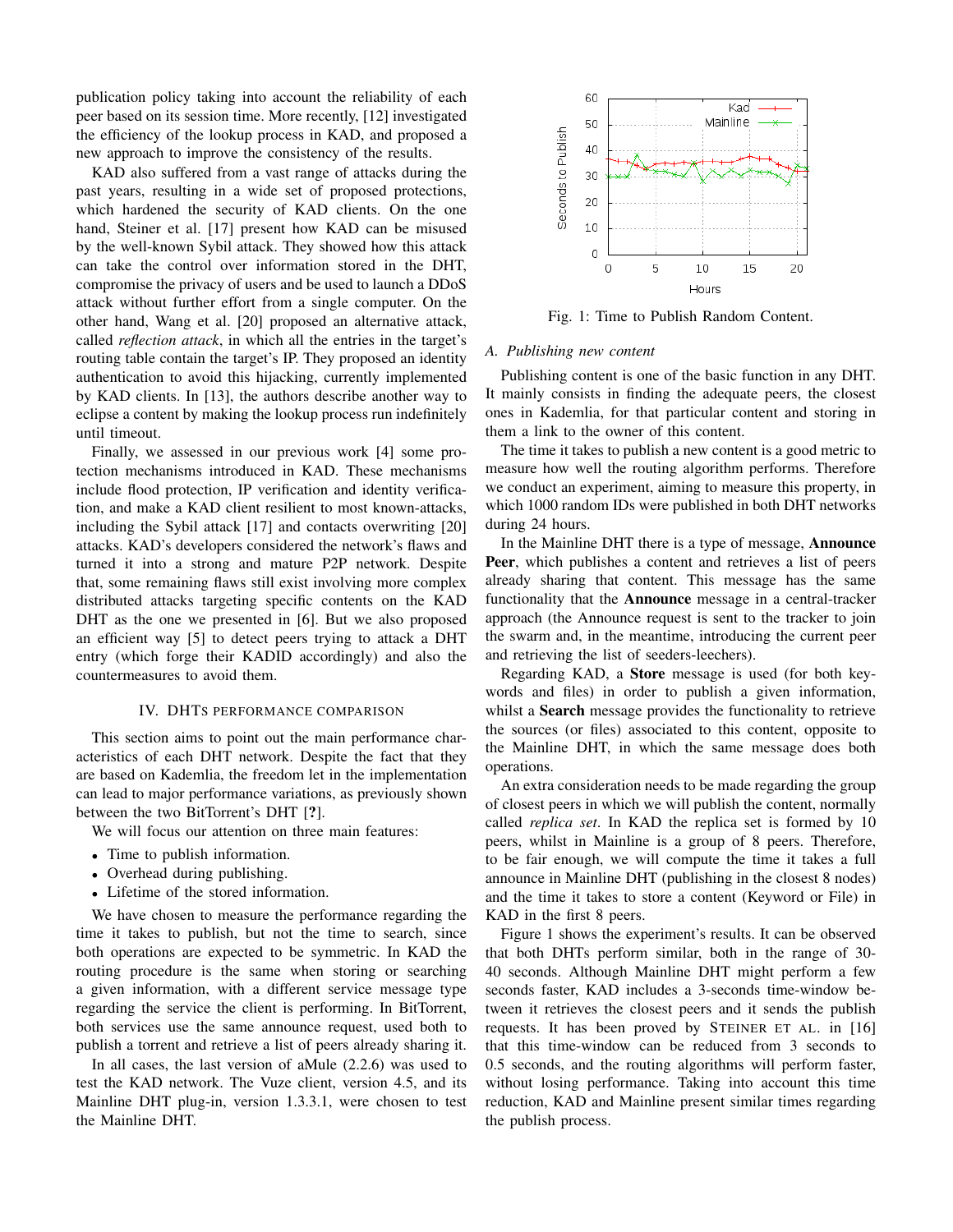publication policy taking into account the reliability of each peer based on its session time. More recently, [12] investigated the efficiency of the lookup process in KAD, and proposed a new approach to improve the consistency of the results.

KAD also suffered from a vast range of attacks during the past years, resulting in a wide set of proposed protections, which hardened the security of KAD clients. On the one hand, Steiner et al. [17] present how KAD can be misused by the well-known Sybil attack. They showed how this attack can take the control over information stored in the DHT, compromise the privacy of users and be used to launch a DDoS attack without further effort from a single computer. On the other hand, Wang et al. [20] proposed an alternative attack, called *reflection attack*, in which all the entries in the target's routing table contain the target's IP. They proposed an identity authentication to avoid this hijacking, currently implemented by KAD clients. In [13], the authors describe another way to eclipse a content by making the lookup process run indefinitely until timeout.

Finally, we assessed in our previous work [4] some protection mechanisms introduced in KAD. These mechanisms include flood protection, IP verification and identity verification, and make a KAD client resilient to most known-attacks, including the Sybil attack [17] and contacts overwriting [20] attacks. KAD's developers considered the network's flaws and turned it into a strong and mature P2P network. Despite that, some remaining flaws still exist involving more complex distributed attacks targeting specific contents on the KAD DHT as the one we presented in [6]. But we also proposed an efficient way [5] to detect peers trying to attack a DHT entry (which forge their KADID accordingly) and also the countermeasures to avoid them.

## IV. DHTs PERFORMANCE COMPARISON

This section aims to point out the main performance characteristics of each DHT network. Despite the fact that they are based on Kademlia, the freedom let in the implementation can lead to major performance variations, as previously shown between the two BitTorrent's DHT [**?**].

We will focus our attention on three main features:

- Time to publish information.
- Overhead during publishing.
- Lifetime of the stored information.

We have chosen to measure the performance regarding the time it takes to publish, but not the time to search, since both operations are expected to be symmetric. In KAD the routing procedure is the same when storing or searching a given information, with a different service message type regarding the service the client is performing. In BitTorrent, both services use the same announce request, used both to publish a torrent and retrieve a list of peers already sharing it.

In all cases, the last version of aMule (2.2.6) was used to test the KAD network. The Vuze client, version 4.5, and its Mainline DHT plug-in, version 1.3.3.1, were chosen to test the Mainline DHT.

Fig. 1: Time to Publish Random Content.

### A. Publishing new content

Publishing content is one of the basic function in any DHT. It mainly consists in finding the adequate peers, the closest ones in Kademlia, for that particular content and storing in them a link to the owner of this content.

The time it takes to publish a new content is a good metric to measure how well the routing algorithm performs. Therefore we conduct an experiment, aiming to measure this property, in which 1000 random IDs were published in both DHT networks during 24 hours.

In the Mainline DHT there is a type of message, **Announce Peer**, which publishes a content and retrieves a list of peers already sharing that content. This message has the same functionality that the **Announce** message in a central-tracker approach (the Announce request is sent to the tracker to join the swarm and, in the meantime, introducing the current peer and retrieving the list of seeders-leechers).

Regarding KAD, a **Store** message is used (for both keywords and files) in order to publish a given information, whilst a **Search** message provides the functionality to retrieve the sources (or files) associated to this content, opposite to the Mainline DHT, in which the same message does both operations.

An extra consideration needs to be made regarding the group of closest peers in which we will publish the content, normally called *replica set*. In KAD the replica set is formed by 10 peers, whilst in Mainline is a group of 8 peers. Therefore, to be fair enough, we will compute the time it takes a full announce in Mainline DHT (publishing in the closest 8 nodes) and the time it takes to store a content (Keyword or File) in KAD in the first 8 peers.

Figure 1 shows the experiment's results. It can be observed that both DHTs perform similar, both in the range of 30-40 seconds. Although Mainline DHT might perform a few seconds faster, KAD includes a 3-seconds time-window between it retrieves the closest peers and it sends the publish requests. It has been proved by STEINER ET AL. in [16] that this time-window can be reduced from 3 seconds to 0.5 seconds, and the routing algorithms will perform faster, without losing performance. Taking into account this time reduction, KAD and Mainline present similar times regarding the publish process.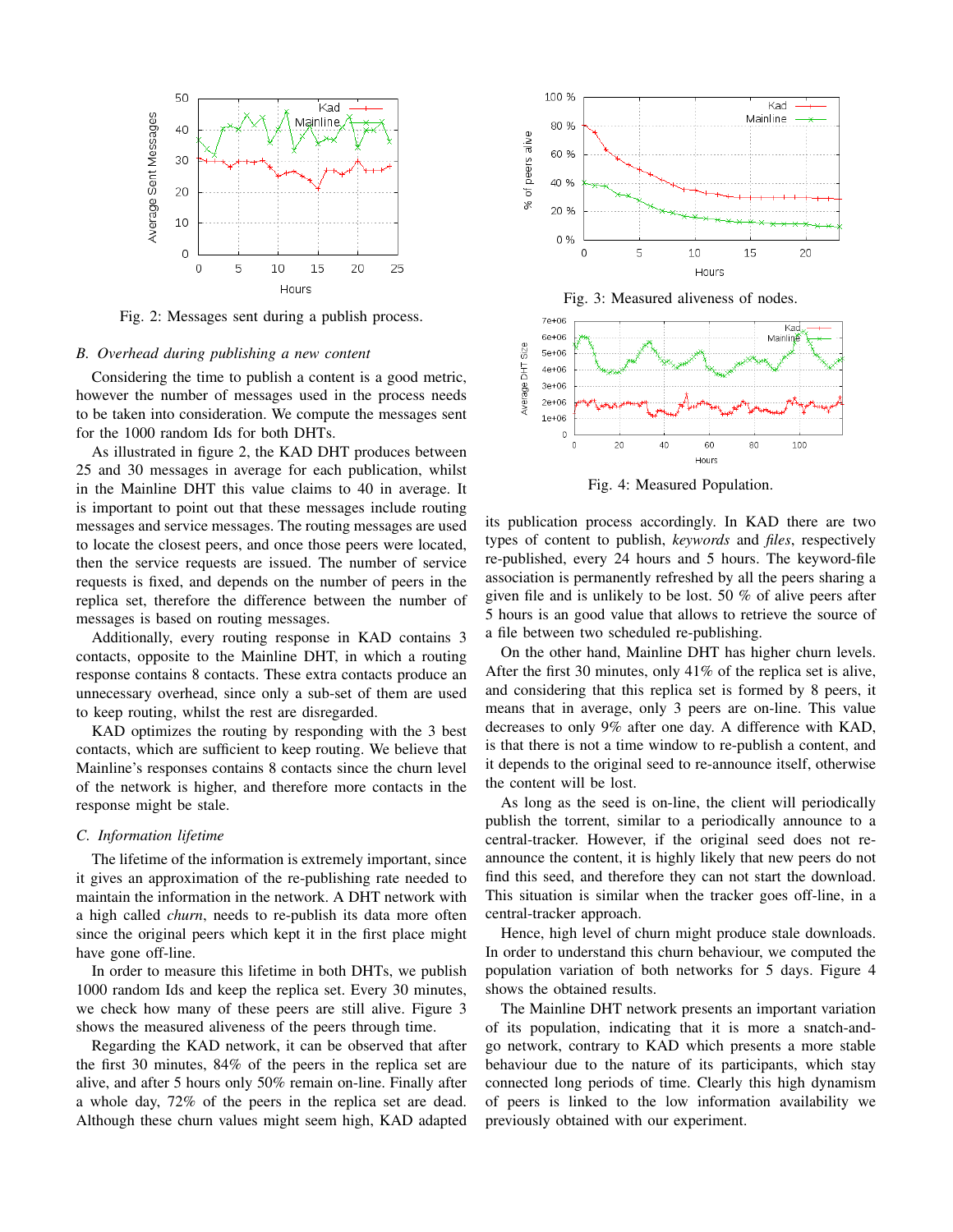Fig. 2: Messages sent during a publish process.

### B. Overhead during publishing a new content

Considering the time to publish a content is a good metric, however the number of messages used in the process needs to be taken into consideration. We compute the messages sent for the 1000 random Ids for both DHTs.

As illustrated in figure 2, the KAD DHT produces between 25 and 30 messages in average for each publication, whilst in the Mainline DHT this value claims to 40 in average. It is important to point out that these messages include routing messages and service messages. The routing messages are used to locate the closest peers, and once those peers were located, then the service requests are issued. The number of service requests is fixed, and depends on the number of peers in the replica set, therefore the difference between the number of messages is based on routing messages.

Additionally, every routing response in KAD contains 3 contacts, opposite to the Mainline DHT, in which a routing response contains 8 contacts. These extra contacts produce an unnecessary overhead, since only a sub-set of them are used to keep routing, whilst the rest are disregarded.

KAD optimizes the routing by responding with the 3 best contacts, which are sufficient to keep routing. We believe that Mainline's responses contains 8 contacts since the churn level of the network is higher, and therefore more contacts in the response might be stale.

### C. Information lifetime

The lifetime of the information is extremely important, since it gives an approximation of the re-publishing rate needed to maintain the information in the network. A DHT network with a high called *churn*, needs to re-publish its data more often since the original peers which kept it in the first place might have gone off-line.

In order to measure this lifetime in both DHTs, we publish 1000 random Ids and keep the replica set. Every 30 minutes, we check how many of these peers are still alive. Figure 3 shows the measured aliveness of the peers through time.

Regarding the KAD network, it can be observed that after the first 30 minutes, 84% of the peers in the replica set are alive, and after 5 hours only 50% remain on-line. Finally after a whole day, 72% of the peers in the replica set are dead. Although these churn values might seem high, KAD adapted its publication process accordingly. In KAD there are two types of content to publish, *keywords* and *files*, respectively re-published, every 24 hours and 5 hours. The keyword-file association is permanently refreshed by all the peers sharing a given file and is unlikely to be lost. 50 % of alive peers after 5 hours is an good value that allows to retrieve the source of a file between two scheduled re-publishing.

Fig. 3: Measured aliveness of nodes.

Fig. 4: Measured Population.

On the other hand, Mainline DHT has higher churn levels. After the first 30 minutes, only 41% of the replica set is alive, and considering that this replica set is formed by 8 peers, it means that in average, only 3 peers are on-line. This value decreases to only 9% after one day. A difference with KAD, is that there is not a time window to re-publish a content, and it depends to the original seed to re-announce itself, otherwise the content will be lost.

As long as the seed is on-line, the client will periodically publish the torrent, similar to a periodically announce to a central-tracker. However, if the original seed does not re-announce the content, it is highly likely that new peers do not find this seed, and therefore they can not start the download. This situation is similar when the tracker goes off-line, in a central-tracker approach.

Hence, high level of churn might produce stale downloads. In order to understand this churn behaviour, we computed the population variation of both networks for 5 days. Figure 4 shows the obtained results.

The Mainline DHT network presents an important variation of its population, indicating that it is more a snatch-and-go network, contrary to KAD which presents a more stable behaviour due to the nature of its participants, which stay connected long periods of time. Clearly this high dynamism of peers is linked to the low information availability we previously obtained with our experiment.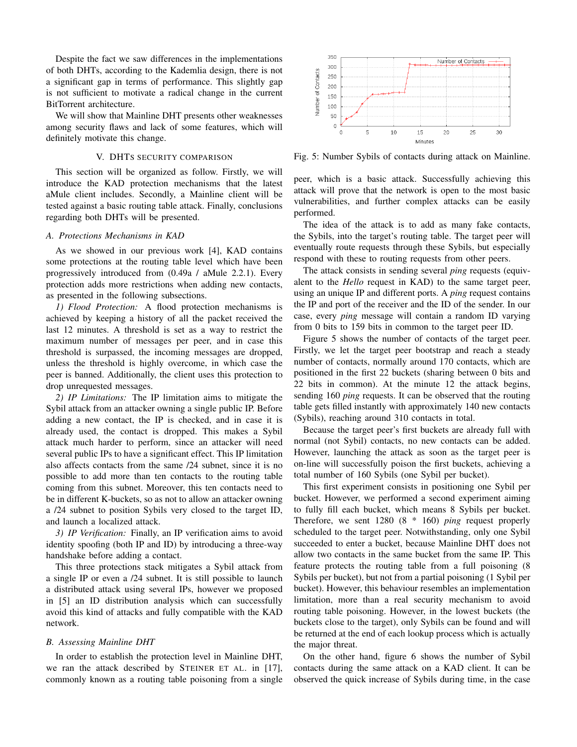Despite the fact we saw differences in the implementations of both DHTs, according to the Kademlia design, there is not a significant gap in terms of performance. This slightly gap is not sufficient to motivate a radical change in the current BitTorrent architecture.

We will show that Mainline DHT presents other weaknesses among security flaws and lack of some features, which will definitely motivate this change.

## V. DHTs Security Comparison

This section will be organized as follow. Firstly, we will introduce the KAD protection mechanisms that the latest aMule client includes. Secondly, a Mainline client will be tested against a basic routing table attack. Finally, conclusions regarding both DHTs will be presented.

### A. Protections Mechanisms in KAD

As we showed in our previous work [4], KAD contains some protections at the routing table level which have been progressively introduced from (0.49a / aMule 2.2.1). Every protection adds more restrictions when adding new contacts, as presented in the following subsections.

*1) Flood Protection:* A flood protection mechanisms is achieved by keeping a history of all the packet received the last 12 minutes. A threshold is set as a way to restrict the maximum number of messages per peer, and in case this threshold is surpassed, the incoming messages are dropped, unless the threshold is highly overcome, in which case the peer is banned. Additionally, the client uses this protection to drop unrequested messages.

*2) IP Limitations:* The IP limitation aims to mitigate the Sybil attack from an attacker owning a single public IP. Before adding a new contact, the IP is checked, and in case it is already used, the contact is dropped. This makes a Sybil attack much harder to perform, since an attacker will need several public IPs to have a significant effect. This IP limitation also affects contacts from the same /24 subnet, since it is no possible to add more than ten contacts to the routing table coming from this subnet. Moreover, this ten contacts need to be in different K-buckets, so as not to allow an attacker owning a /24 subnet to position Sybils very closed to the target ID, and launch a localized attack.

*3) IP Verification:* Finally, an IP verification aims to avoid identity spoofing (both IP and ID) by introducing a three-way handshake before adding a contact.

This three protections stack mitigates a Sybil attack from a single IP or even a /24 subnet. It is still possible to launch a distributed attack using several IPs, however we proposed in [5] an ID distribution analysis which can successfully avoid this kind of attacks and fully compatible with the KAD network.

### B. Assessing Mainline DHT

In order to establish the protection level in Mainline DHT, we ran the attack described by Steiner et al. in [17], commonly known as a routing table poisoning from a single peer, which is a basic attack. Successfully achieving this attack will prove that the network is open to the most basic vulnerabilities, and further complex attacks can be easily performed.

Fig. 5: Number Sybils of contacts during attack on Mainline.

The idea of the attack is to add as many fake contacts, the Sybils, into the target's routing table. The target peer will eventually route requests through these Sybils, but especially respond with these to routing requests from other peers.

The attack consists in sending several *ping* requests (equivalent to the *Hello* request in KAD) to the same target peer, using an unique IP and different ports. A *ping* request contains the IP and port of the receiver and the ID of the sender. In our case, every *ping* message will contain a random ID varying from 0 bits to 159 bits in common to the target peer ID.

Figure 5 shows the number of contacts of the target peer. Firstly, we let the target peer bootstrap and reach a steady number of contacts, normally around 170 contacts, which are positioned in the first 22 buckets (sharing between 0 bits and 22 bits in common). At the minute 12 the attack begins, sending 160 *ping* requests. It can be observed that the routing table gets filled instantly with approximately 140 new contacts (Sybils), reaching around 310 contacts in total.

Because the target peer's first buckets are already full with normal (not Sybil) contacts, no new contacts can be added. However, launching the attack as soon as the target peer is on-line will successfully poison the first buckets, achieving a total number of 160 Sybils (one Sybil per bucket).

This first experiment consists in positioning one Sybil per bucket. However, we performed a second experiment aiming to fully fill each bucket, which means 8 Sybils per bucket. Therefore, we sent 1280 (8 * 160) *ping* request properly scheduled to the target peer. Notwithstanding, only one Sybil succeeded to enter a bucket, because Mainline DHT does not allow two contacts in the same bucket from the same IP. This feature protects the routing table from a full poisoning (8 Sybils per bucket), but not from a partial poisoning (1 Sybil per bucket). However, this behaviour resembles an implementation limitation, more than a real security mechanism to avoid routing table poisoning. However, in the lowest buckets (the buckets close to the target), only Sybils can be found and will be returned at the end of each lookup process which is actually the major threat.

On the other hand, figure 6 shows the number of Sybil contacts during the same attack on a KAD client. It can be observed the quick increase of Sybils during time, in the case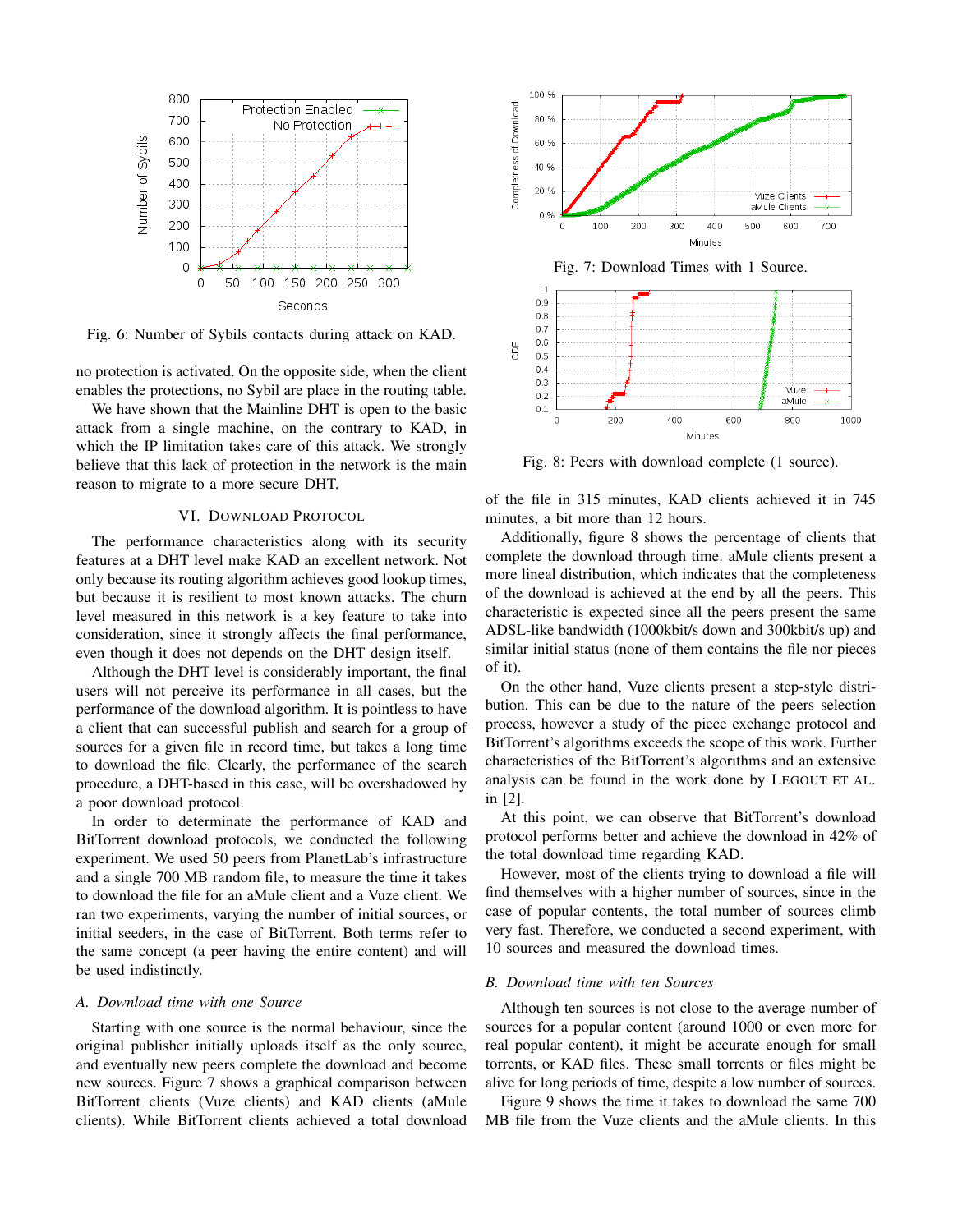Fig. 6: Number of Sybils contacts during attack on KAD.

no protection is activated. On the opposite side, when the client enables the protections, no Sybil are place in the routing table.

We have shown that the Mainline DHT is open to the basic attack from a single machine, on the contrary to KAD, in which the IP limitation takes care of this attack. We strongly believe that this lack of protection in the network is the main reason to migrate to a more secure DHT.

## VI. Download Protocol

The performance characteristics along with its security features at a DHT level make KAD an excellent network. Not only because its routing algorithm achieves good lookup times, but because it is resilient to most known attacks. The churn level measured in this network is a key feature to take into consideration, since it strongly affects the final performance, even though it does not depends on the DHT design itself.

Although the DHT level is considerably important, the final users will not perceive its performance in all cases, but the performance of the download algorithm. It is pointless to have a client that can successful publish and search for a group of sources for a given file in record time, but takes a long time to download the file. Clearly, the performance of the search procedure, a DHT-based in this case, will be overshadowed by a poor download protocol.

In order to determinate the performance of KAD and BitTorrent download protocols, we conducted the following experiment. We used 50 peers from PlanetLab's infrastructure and a single 700 MB random file, to measure the time it takes to download the file for an aMule client and a Vuze client. We ran two experiments, varying the number of initial sources, or initial seeders, in the case of BitTorrent. Both terms refer to the same concept (a peer having the entire content) and will be used indistinctly.

### *A. Download time with one Source*

Starting with one source is the normal behaviour, since the original publisher initially uploads itself as the only source, and eventually new peers complete the download and become new sources. Figure 7 shows a graphical comparison between BitTorrent clients (Vuze clients) and KAD clients (aMule clients). While BitTorrent clients achieved a total download of the file in 315 minutes, KAD clients achieved it in 745 minutes, a bit more than 12 hours.

Fig. 7: Download Times with 1 Source.

Fig. 8: Peers with download complete (1 source).

Additionally, figure 8 shows the percentage of clients that complete the download through time. aMule clients present a more lineal distribution, which indicates that the completeness of the download is achieved at the end by all the peers. This characteristic is expected since all the peers present the same ADSL-like bandwidth (1000kbit/s down and 300kbit/s up) and similar initial status (none of them contains the file nor pieces of it).

On the other hand, Vuze clients present a step-style distribution. This can be due to the nature of the peers selection process, however a study of the piece exchange protocol and BitTorrent's algorithms exceeds the scope of this work. Further characteristics of the BitTorrent's algorithms and an extensive analysis can be found in the work done by Legout et al. in [2].

At this point, we can observe that BitTorrent's download protocol performs better and achieve the download in 42% of the total download time regarding KAD.

However, most of the clients trying to download a file will find themselves with a higher number of sources, since in the case of popular contents, the total number of sources climb very fast. Therefore, we conducted a second experiment, with 10 sources and measured the download times.

### *B. Download time with ten Sources*

Although ten sources is not close to the average number of sources for a popular content (around 1000 or even more for real popular content), it might be accurate enough for small torrents, or KAD files. These small torrents or files might be alive for long periods of time, despite a low number of sources.

Figure 9 shows the time it takes to download the same 700 MB file from the Vuze clients and the aMule clients. In this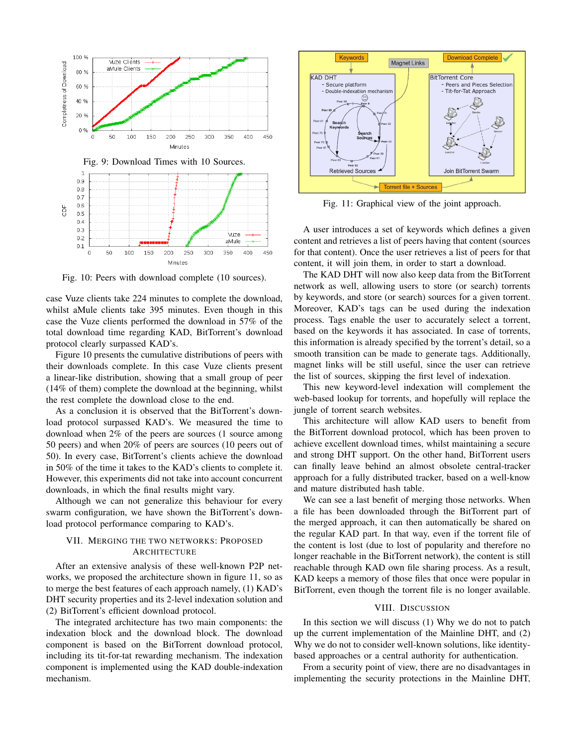100 %
80 %
60 %
40 %
20 %
0 %
Completeness of Download
0 50 100 150 200 250 300 350 400 450
Minutes
Vuze Clients
aMule Clients

Fig. 9: Download Times with 10 Sources.

1
0.9
0.8
0.7
0.6
0.5
0.4
0.3
0.2
0.1
CDF
0 50 100 150 200 250 300 350 400 450
Minutes
Vuze
aMule

Fig. 10: Peers with download complete (10 sources).

case Vuze clients take 224 minutes to complete the download, whilst aMule clients take 395 minutes. Even though in this case the Vuze clients performed the download in 57% of the total download time regarding KAD, BitTorrent's download protocol clearly surpassed KAD's.

Figure 10 presents the cumulative distributions of peers with their downloads complete. In this case Vuze clients present a linear-like distribution, showing that a small group of peer (14% of them) complete the download at the beginning, whilst the rest complete the download close to the end.

As a conclusion it is observed that the BitTorrent's download protocol surpassed KAD's. We measured the time to download when 2% of the peers are sources (1 source among 50 peers) and when 20% of peers are sources (10 peers out of 50). In every case, BitTorrent's clients achieve the download in 50% of the time it takes to the KAD's clients to complete it. However, this experiments did not take into account concurrent downloads, in which the final results might vary.

Although we can not generalize this behaviour for every swarm configuration, we have shown the BitTorrent's download protocol performance comparing to KAD's.

## VII. Merging the two networks: Proposed Architecture

After an extensive analysis of these well-known P2P networks, we proposed the architecture shown in figure 11, so as to merge the best features of each approach namely, (1) KAD's DHT security properties and its 2-level indexation solution and (2) BitTorrent's efficient download protocol.

The integrated architecture has two main components: the indexation block and the download block. The download component is based on the BitTorrent download protocol, including its tit-for-tat rewarding mechanism. The indexation component is implemented using the KAD double-indexation mechanism.

Keywords
Magnet Links
Download Complete
KAD DHT
- Secure platform
- Double-indexation mechanism
Search Keywords
Search Sources
Retrieved Sources
BitTorrent Core
- Peers and Pieces Selection
- Tit-for-Tat Approach
Join BitTorrent Swarm
Torrent file + Sources

Fig. 11: Graphical view of the joint approach.

A user introduces a set of keywords which defines a given content and retrieves a list of peers having that content (sources for that content). Once the user retrieves a list of peers for that content, it will join them, in order to start a download.

The KAD DHT will now also keep data from the BitTorrent network as well, allowing users to store (or search) torrents by keywords, and store (or search) sources for a given torrent. Moreover, KAD's tags can be used during the indexation process. Tags enable the user to accurately select a torrent, based on the keywords it has associated. In case of torrents, this information is already specified by the torrent's detail, so a smooth transition can be made to generate tags. Additionally, magnet links will be still useful, since the user can retrieve the list of sources, skipping the first level of indexation.

This new keyword-level indexation will complement the web-based lookup for torrents, and hopefully will replace the jungle of torrent search websites.

This architecture will allow KAD users to benefit from the BitTorrent download protocol, which has been proven to achieve excellent download times, whilst maintaining a secure and strong DHT support. On the other hand, BitTorrent users can finally leave behind an almost obsolete central-tracker approach for a fully distributed tracker, based on a well-know and mature distributed hash table.

We can see a last benefit of merging those networks. When a file has been downloaded through the BitTorrent part of the merged approach, it can then automatically be shared on the regular KAD part. In that way, even if the torrent file of the content is lost (due to lost of popularity and therefore no longer reachable in the BitTorrent network), the content is still reachable through KAD own file sharing process. As a result, KAD keeps a memory of those files that once were popular in BitTorrent, even though the torrent file is no longer available.

## VIII. Discussion

In this section we will discuss (1) Why we do not to patch up the current implementation of the Mainline DHT, and (2) Why we do not to consider well-known solutions, like identity-based approaches or a central authority for authentication.

From a security point of view, there are no disadvantages in implementing the security protections in the Mainline DHT,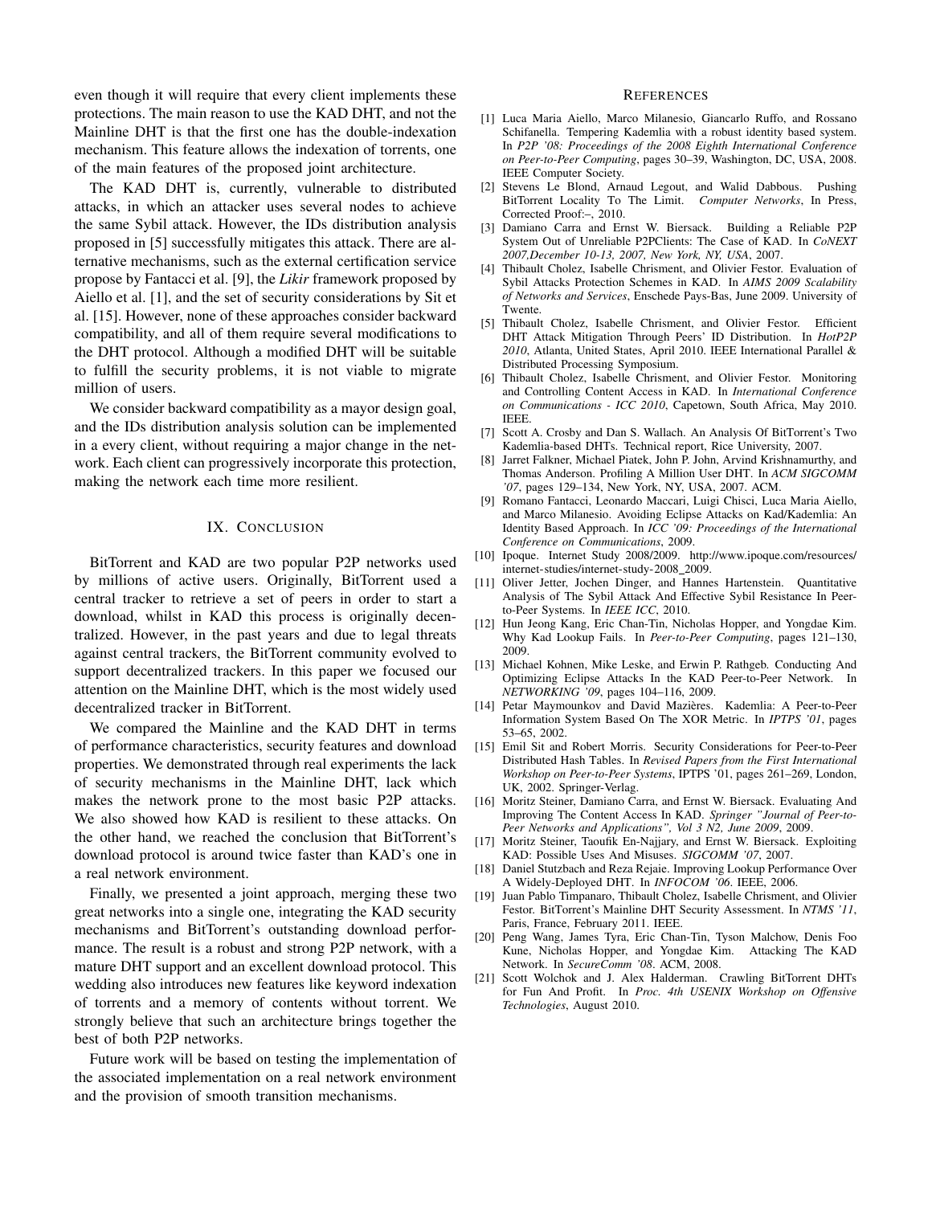even though it will require that every client implements these protections. The main reason to use the KAD DHT, and not the Mainline DHT is that the first one has the double-indexation mechanism. This feature allows the indexation of torrents, one of the main features of the proposed joint architecture.

The KAD DHT is, currently, vulnerable to distributed attacks, in which an attacker uses several nodes to achieve the same Sybil attack. However, the IDs distribution analysis proposed in [5] successfully mitigates this attack. There are alternative mechanisms, such as the external certification service propose by Fantacci et al. [9], the *Likir* framework proposed by Aiello et al. [1], and the set of security considerations by Sit et al. [15]. However, none of these approaches consider backward compatibility, and all of them require several modifications to the DHT protocol. Although a modified DHT will be suitable to fulfill the security problems, it is not viable to migrate million of users.

We consider backward compatibility as a mayor design goal, and the IDs distribution analysis solution can be implemented in a every client, without requiring a major change in the network. Each client can progressively incorporate this protection, making the network each time more resilient.

## IX. Conclusion

BitTorrent and KAD are two popular P2P networks used by millions of active users. Originally, BitTorrent used a central tracker to retrieve a set of peers in order to start a download, whilst in KAD this process is originally decentralized. However, in the past years and due to legal threats against central trackers, the BitTorrent community evolved to support decentralized trackers. In this paper we focused our attention on the Mainline DHT, which is the most widely used decentralized tracker in BitTorrent.

We compared the Mainline and the KAD DHT in terms of performance characteristics, security features and download properties. We demonstrated through real experiments the lack of security mechanisms in the Mainline DHT, lack which makes the network prone to the most basic P2P attacks. We also showed how KAD is resilient to these attacks. On the other hand, we reached the conclusion that BitTorrent's download protocol is around twice faster than KAD's one in a real network environment.

Finally, we presented a joint approach, merging these two great networks into a single one, integrating the KAD security mechanisms and BitTorrent's outstanding download performance. The result is a robust and strong P2P network, with a mature DHT support and an excellent download protocol. This wedding also introduces new features like keyword indexation of torrents and a memory of contents without torrent. We strongly believe that such an architecture brings together the best of both P2P networks.

Future work will be based on testing the implementation of the associated implementation on a real network environment and the provision of smooth transition mechanisms.

## References

[1] Luca Maria Aiello, Marco Milanesio, Giancarlo Ruffo, and Rossano Schifanella. Tempering Kademlia with a robust identity based system. In *P2P '08: Proceedings of the 2008 Eighth International Conference on Peer-to-Peer Computing*, pages 30–39, Washington, DC, USA, 2008. IEEE Computer Society.

[2] Stevens Le Blond, Arnaud Legout, and Walid Dabbous. Pushing BitTorrent Locality To The Limit. *Computer Networks*, In Press, Corrected Proof:–, 2010.

[3] Damiano Carra and Ernst W. Biersack. Building a Reliable P2P System Out of Unreliable P2PClients: The Case of KAD. In *CoNEXT 2007,December 10-13, 2007, New York, NY, USA*, 2007.

[4] Thibault Cholez, Isabelle Chrisment, and Olivier Festor. Evaluation of Sybil Attacks Protection Schemes in KAD. In *AIMS 2009 Scalability of Networks and Services*, Enschede Pays-Bas, June 2009. University of Twente.

[5] Thibault Cholez, Isabelle Chrisment, and Olivier Festor. Efficient DHT Attack Mitigation Through Peers' ID Distribution. In *HotP2P 2010*, Atlanta, United States, April 2010. IEEE International Parallel & Distributed Processing Symposium.

[6] Thibault Cholez, Isabelle Chrisment, and Olivier Festor. Monitoring and Controlling Content Access in KAD. In *International Conference on Communications - ICC 2010*, Capetown, South Africa, May 2010. IEEE.

[7] Scott A. Crosby and Dan S. Wallach. An Analysis Of BitTorrent's Two Kademlia-based DHTs. Technical report, Rice University, 2007.

[8] Jarret Falkner, Michael Piatek, John P. John, Arvind Krishnamurthy, and Thomas Anderson. Profiling A Million User DHT. In *ACM SIGCOMM '07*, pages 129–134, New York, NY, USA, 2007. ACM.

[9] Romano Fantacci, Leonardo Maccari, Luigi Chisci, Luca Maria Aiello, and Marco Milanesio. Avoiding Eclipse Attacks on Kad/Kademlia: An Identity Based Approach. In *ICC '09: Proceedings of the International Conference on Communications*, 2009.

[10] Ipoque. Internet Study 2008/2009. http://www.ipoque.com/resources/internet-studies/internet-study-2008_2009.

[11] Oliver Jetter, Jochen Dinger, and Hannes Hartenstein. Quantitative Analysis of The Sybil Attack And Effective Sybil Resistance In Peer-to-Peer Systems. In *IEEE ICC*, 2010.

[12] Hun Jeong Kang, Eric Chan-Tin, Nicholas Hopper, and Yongdae Kim. Why Kad Lookup Fails. In *Peer-to-Peer Computing*, pages 121–130, 2009.

[13] Michael Kohnen, Mike Leske, and Erwin P. Rathgeb. Conducting And Optimizing Eclipse Attacks In the KAD Peer-to-Peer Network. In *NETWORKING '09*, pages 104–116, 2009.

[14] Petar Maymounkov and David Mazières. Kademlia: A Peer-to-Peer Information System Based On The XOR Metric. In *IPTPS '01*, pages 53–65, 2002.

[15] Emil Sit and Robert Morris. Security Considerations for Peer-to-Peer Distributed Hash Tables. In *Revised Papers from the First International Workshop on Peer-to-Peer Systems*, IPTPS '01, pages 261–269, London, UK, 2002. Springer-Verlag.

[16] Moritz Steiner, Damiano Carra, and Ernst W. Biersack. Evaluating And Improving The Content Access In KAD. *Springer "Journal of Peer-to-Peer Networks and Applications", Vol 3 N2, June 2009*, 2009.

[17] Moritz Steiner, Taoufik En-Najjary, and Ernst W. Biersack. Exploiting KAD: Possible Uses And Misuses. *SIGCOMM '07*, 2007.

[18] Daniel Stutzbach and Reza Rejaie. Improving Lookup Performance Over A Widely-Deployed DHT. In *INFOCOM '06*. IEEE, 2006.

[19] Juan Pablo Timpanaro, Thibault Cholez, Isabelle Chrisment, and Olivier Festor. BitTorrent's Mainline DHT Security Assessment. In *NTMS '11*, Paris, France, February 2011. IEEE.

[20] Peng Wang, James Tyra, Eric Chan-Tin, Tyson Malchow, Denis Foo Kune, Nicholas Hopper, and Yongdae Kim. Attacking The KAD Network. In *SecureComm '08*. ACM, 2008.

[21] Scott Wolchok and J. Alex Halderman. Crawling BitTorrent DHTs for Fun And Profit. In *Proc. 4th USENIX Workshop on Offensive Technologies*, August 2010.